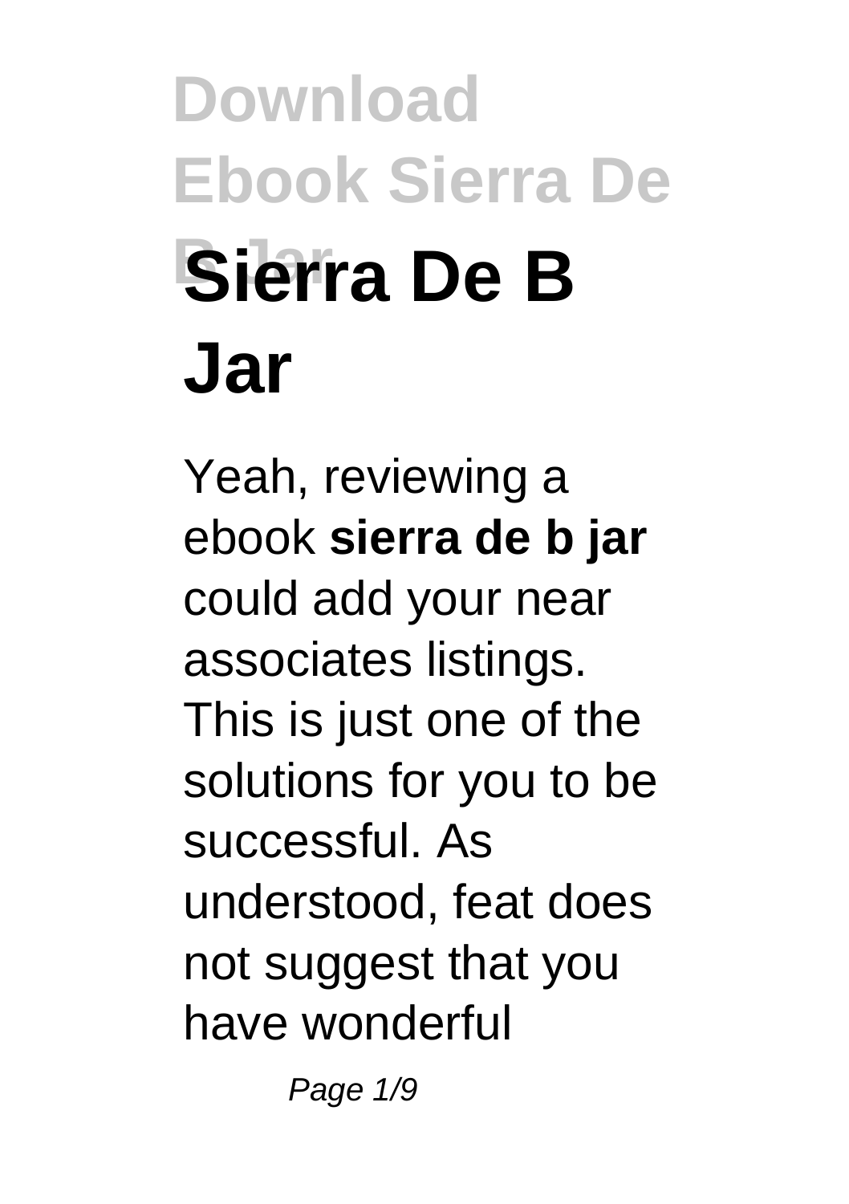# Sierra De B Jar

Yeah, reviewing a ebook **sierra de b jar** could add your near associates listings. This is just one of the solutions for you to be successful. As understood, feat does not suggest that you have wonderful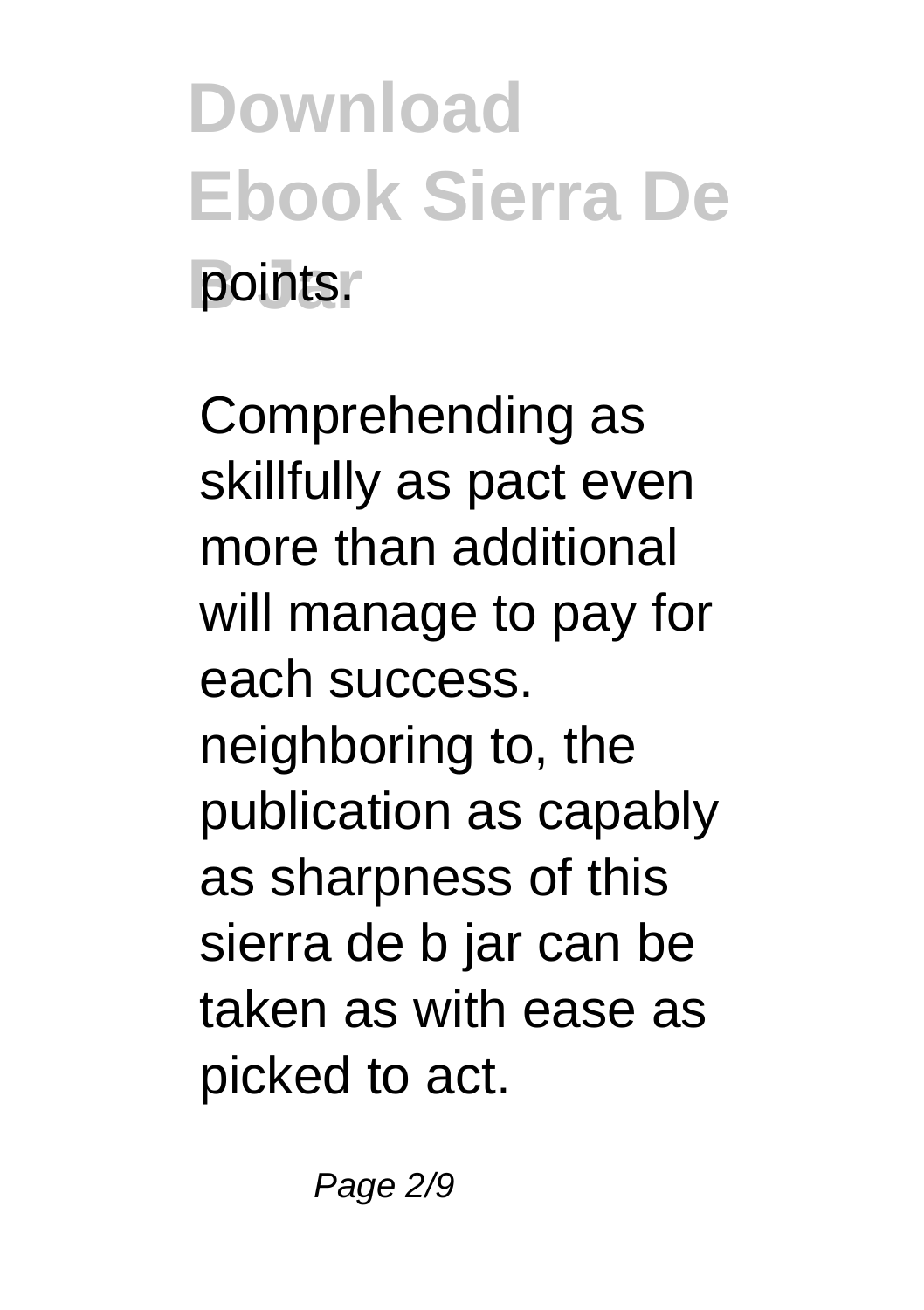points.

Comprehending as skillfully as pact even more than additional will manage to pay for each success. neighboring to, the publication as capably as sharpness of this sierra de b jar can be taken as with ease as picked to act.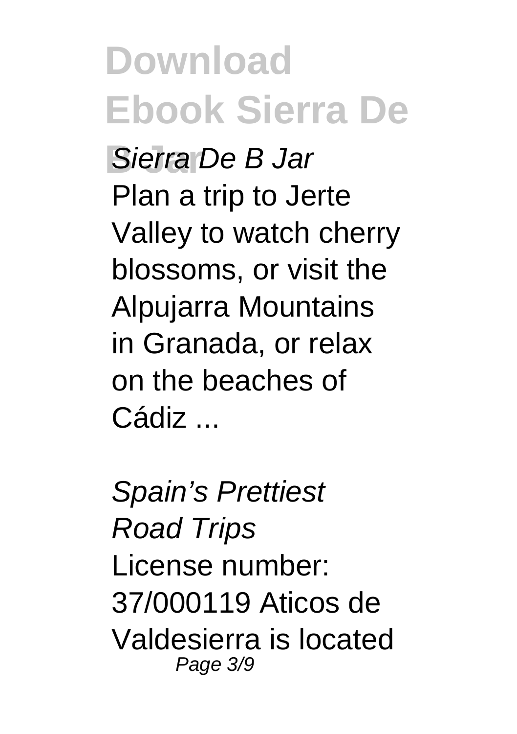*Sierra De B Jar*

Plan a trip to Jerte Valley to watch cherry blossoms, or visit the Alpujarra Mountains in Granada, or relax on the beaches of Cádiz ...

*Spain's Prettiest Road Trips*

License number: 37/000119 Aticos de Valdesierra is located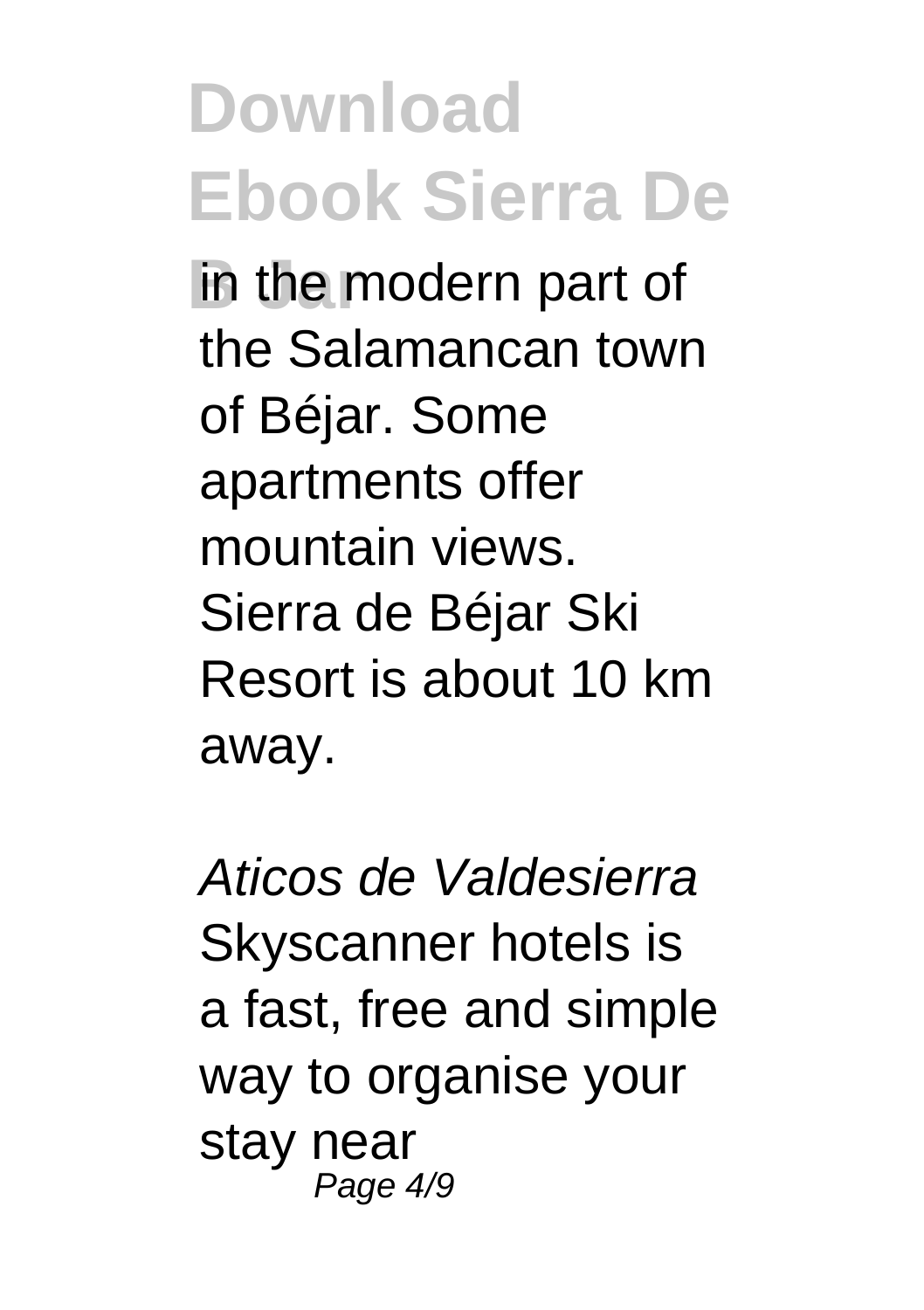in the modern part of the Salamancan town of Béjar. Some apartments offer mountain views. Sierra de Béjar Ski Resort is about 10 km away.

*Aticos de Valdesierra*

Skyscanner hotels is a fast, free and simple way to organise your stay near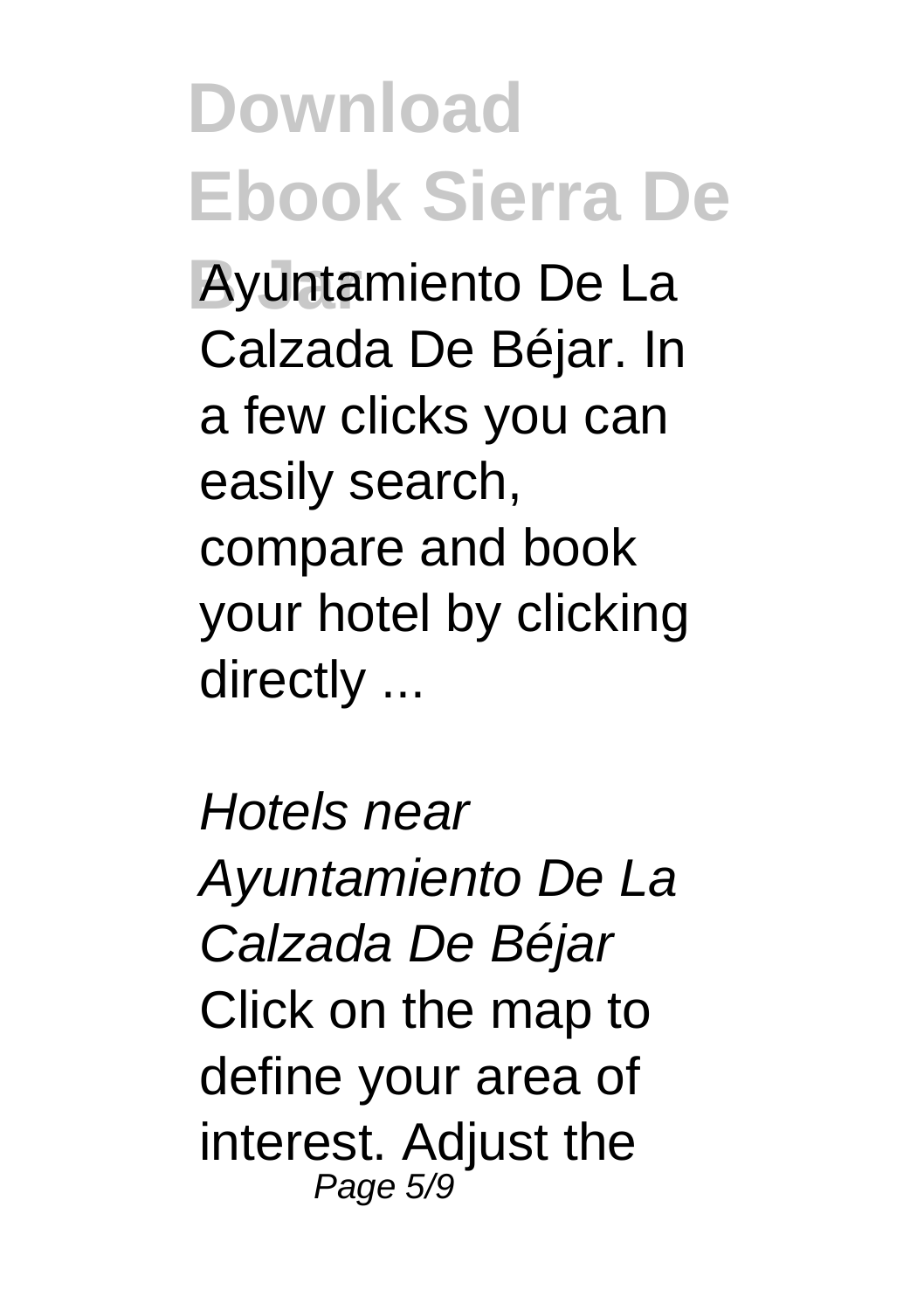Ayuntamiento De La Calzada De Béjar. In a few clicks you can easily search, compare and book your hotel by clicking directly ...

*Hotels near Ayuntamiento De La Calzada De Béjar*

Click on the map to define your area of interest. Adjust the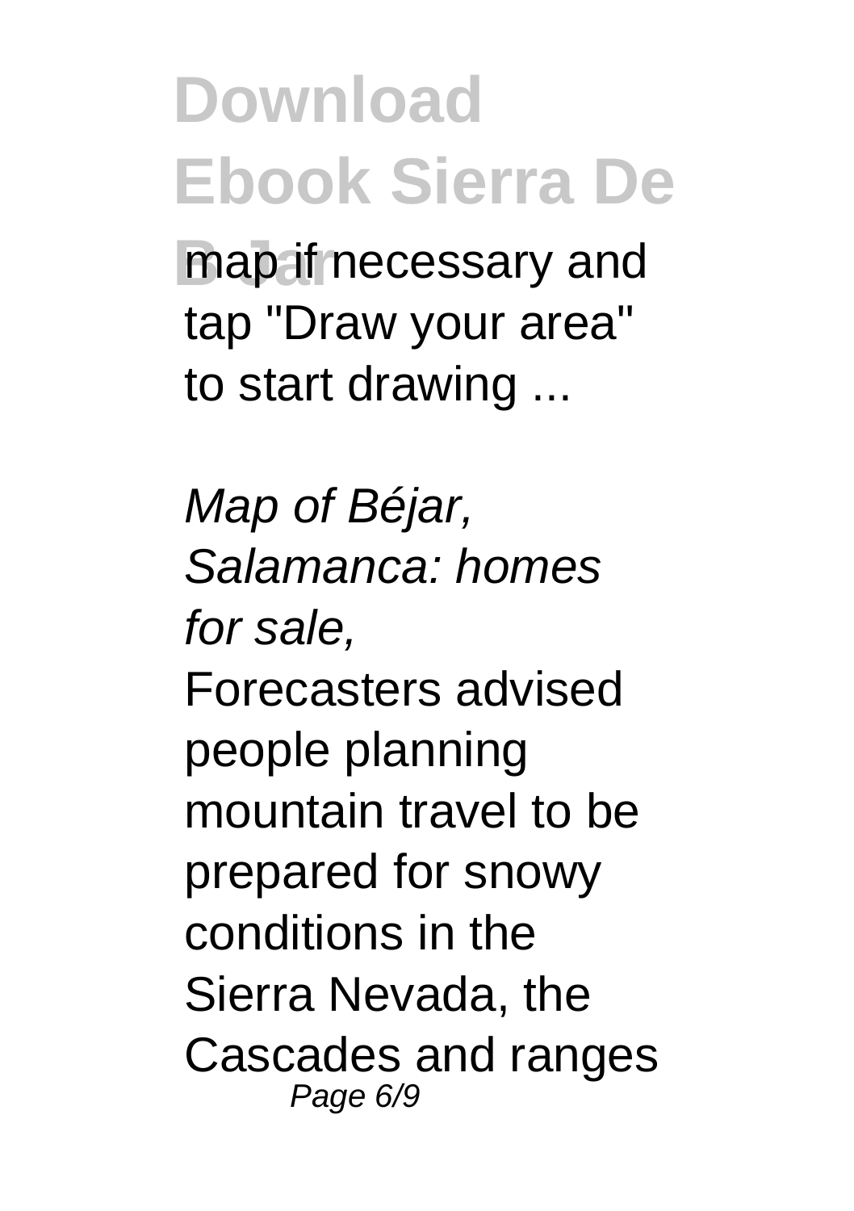map if necessary and tap "Draw your area" to start drawing ...

*Map of Béjar, Salamanca: homes for sale,*

Forecasters advised people planning mountain travel to be prepared for snowy conditions in the Sierra Nevada, the Cascades and ranges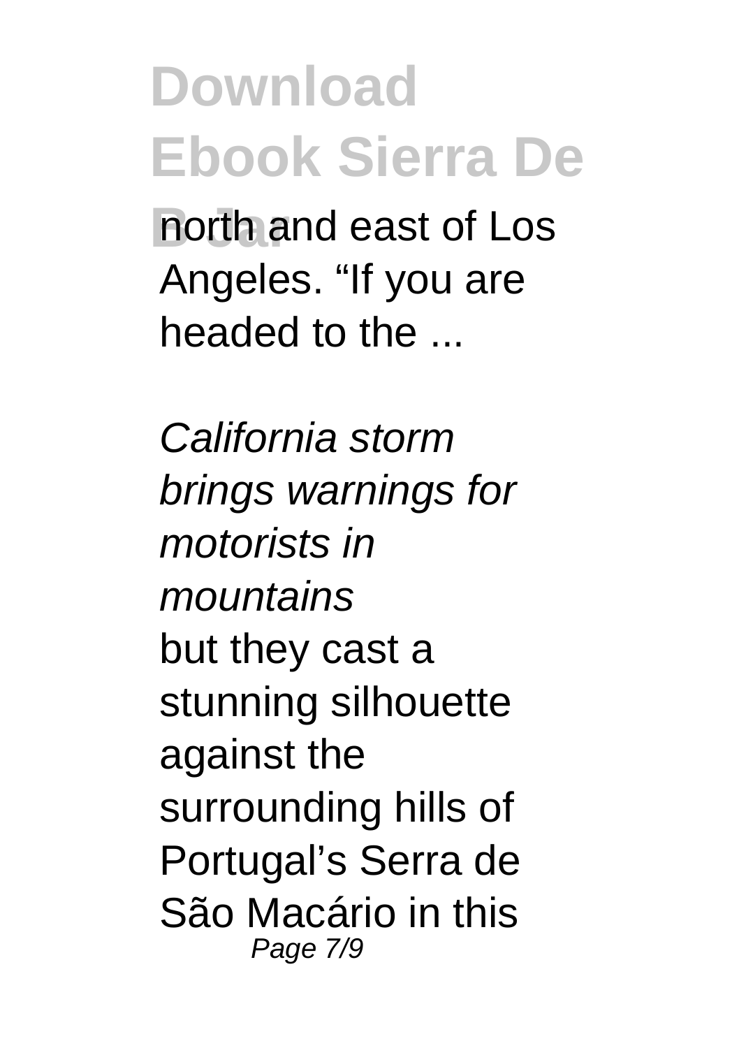north and east of Los Angeles. “If you are headed to the ...

*California storm brings warnings for motorists in mountains*

but they cast a stunning silhouette against the surrounding hills of Portugal’s Serra de São Macário in this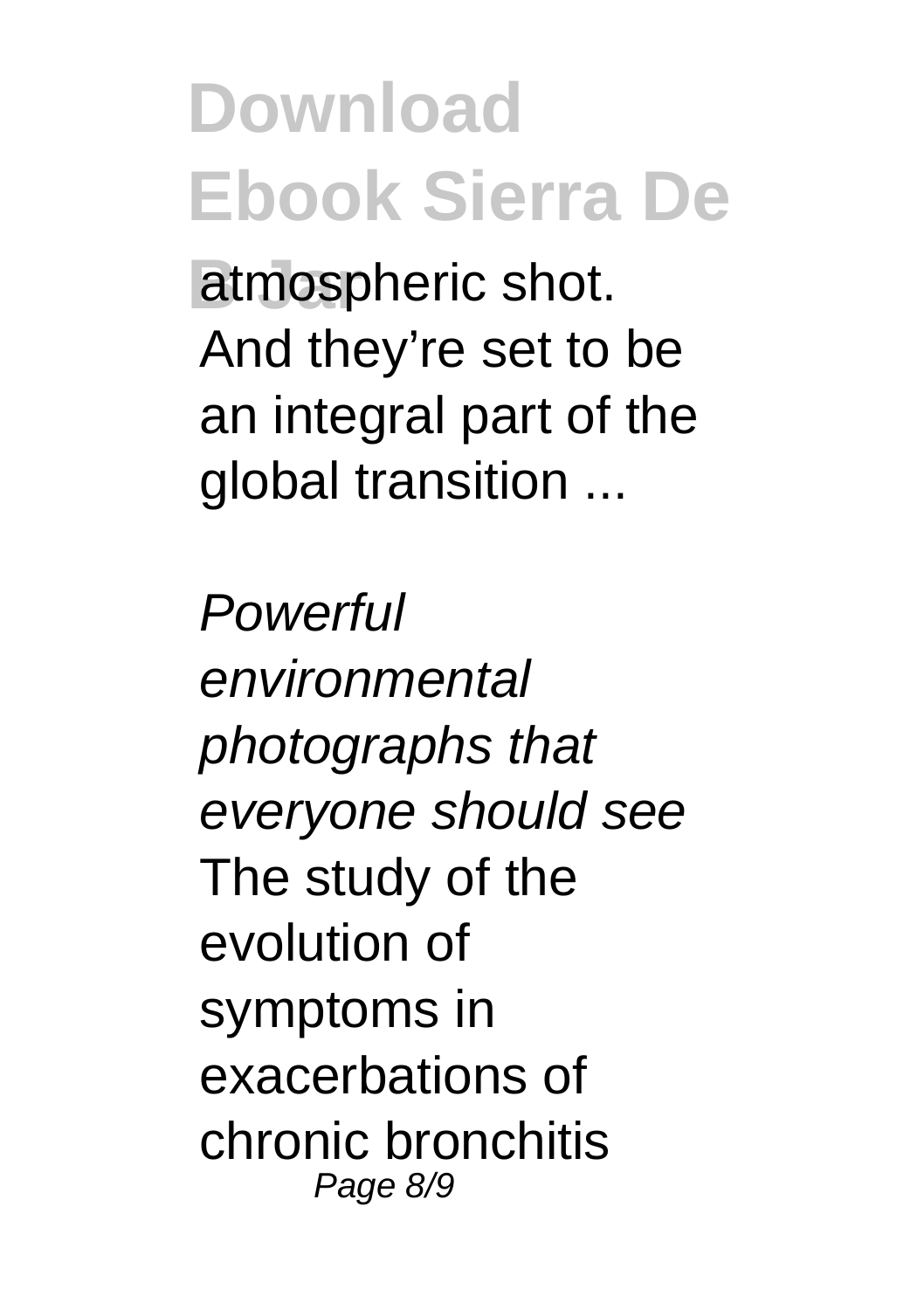atmospheric shot. And they're set to be an integral part of the global transition ...

*Powerful environmental photographs that everyone should see*

The study of the evolution of symptoms in exacerbations of chronic bronchitis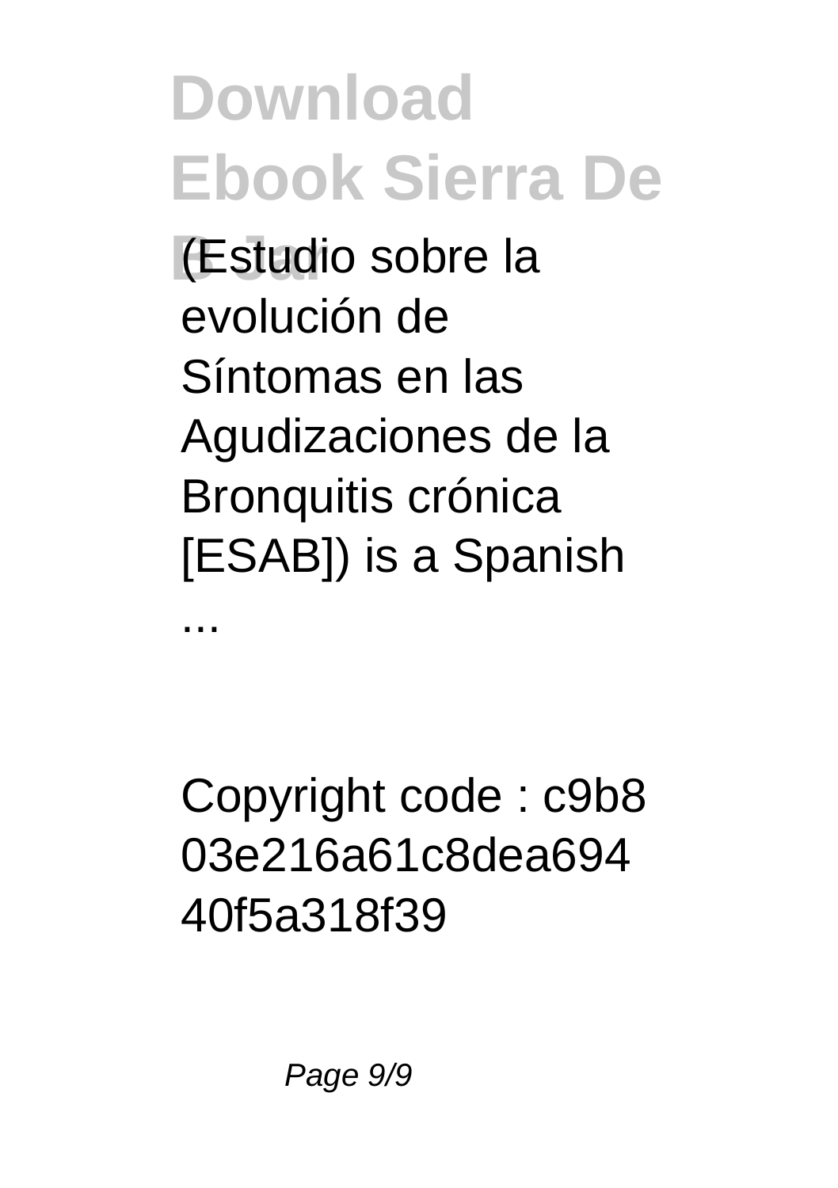(Estudio sobre la evolución de Síntomas en las Agudizaciones de la Bronquitis crónica [ESAB]) is a Spanish ...

Copyright code : c9b803e216a61c8dea69440f5a318f39